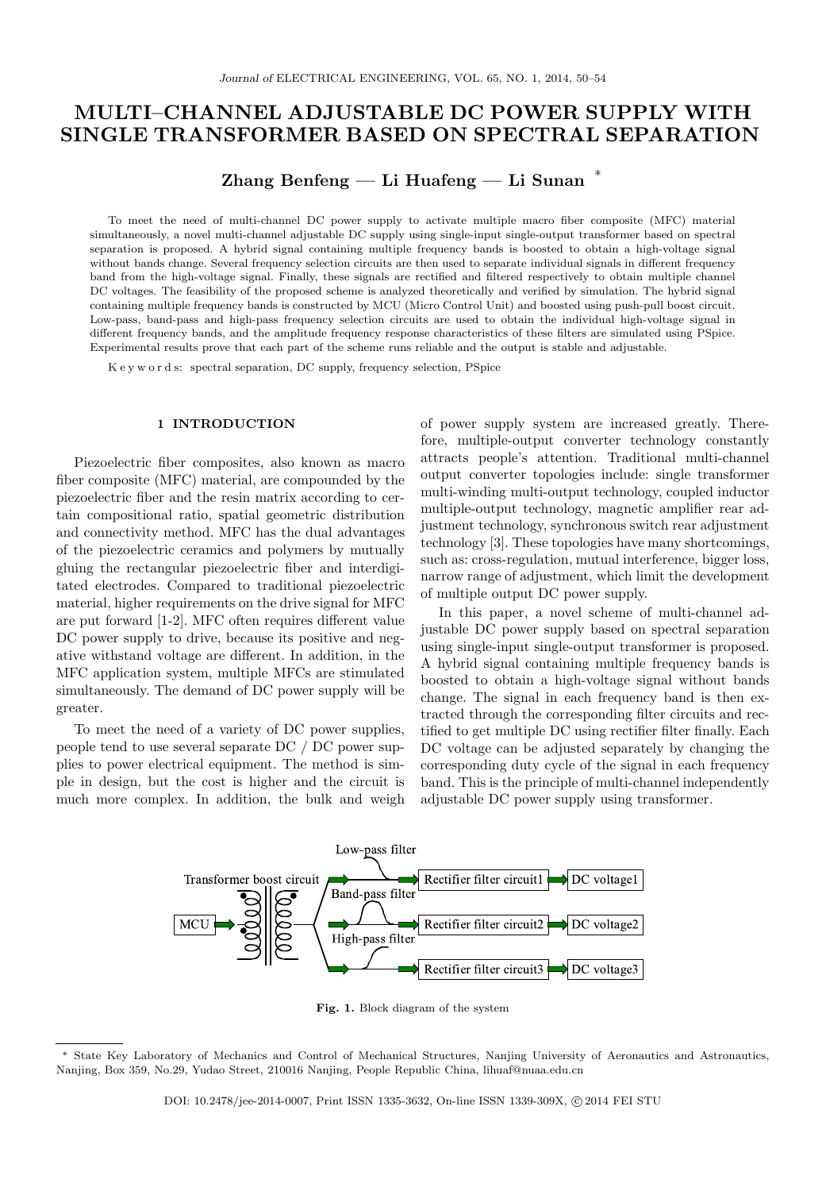# MULTI–CHANNEL ADJUSTABLE DC POWER SUPPLY WITH SINGLE TRANSFORMER BASED ON SPECTRAL SEPARATION

**Zhang Benfeng — Li Huafeng — Li Sunan** *

To meet the need of multi-channel DC power supply to activate multiple macro fiber composite (MFC) material simultaneously, a novel multi-channel adjustable DC supply using single-input single-output transformer based on spectral separation is proposed. A hybrid signal containing multiple frequency bands is boosted to obtain a high-voltage signal without bands change. Several frequency selection circuits are then used to separate individual signals in different frequency band from the high-voltage signal. Finally, these signals are rectified and filtered respectively to obtain multiple channel DC voltages. The feasibility of the proposed scheme is analyzed theoretically and verified by simulation. The hybrid signal containing multiple frequency bands is constructed by MCU (Micro Control Unit) and boosted using push-pull boost circuit. Low-pass, band-pass and high-pass frequency selection circuits are used to obtain the individual high-voltage signal in different frequency bands, and the amplitude frequency response characteristics of these filters are simulated using PSpice. Experimental results prove that each part of the scheme runs reliable and the output is stable and adjustable.

Keywords: spectral separation, DC supply, frequency selection, PSpice

## 1 INTRODUCTION

Piezoelectric fiber composites, also known as macro fiber composite (MFC) material, are compounded by the piezoelectric fiber and the resin matrix according to certain compositional ratio, spatial geometric distribution and connectivity method. MFC has the dual advantages of the piezoelectric ceramics and polymers by mutually gluing the rectangular piezoelectric fiber and interdigitated electrodes. Compared to traditional piezoelectric material, higher requirements on the drive signal for MFC are put forward [1-2]. MFC often requires different value DC power supply to drive, because its positive and negative withstand voltage are different. In addition, in the MFC application system, multiple MFCs are stimulated simultaneously. The demand of DC power supply will be greater.

To meet the need of a variety of DC power supplies, people tend to use several separate DC / DC power supplies to power electrical equipment. The method is simple in design, but the cost is higher and the circuit is much more complex. In addition, the bulk and weigh of power supply system are increased greatly. Therefore, multiple-output converter technology constantly attracts people's attention. Traditional multi-channel output converter topologies include: single transformer multi-winding multi-output technology, coupled inductor multiple-output technology, magnetic amplifier rear adjustment technology, synchronous switch rear adjustment technology [3]. These topologies have many shortcomings, such as: cross-regulation, mutual interference, bigger loss, narrow range of adjustment, which limit the development of multiple output DC power supply.

In this paper, a novel scheme of multi-channel adjustable DC power supply based on spectral separation using single-input single-output transformer is proposed. A hybrid signal containing multiple frequency bands is boosted to obtain a high-voltage signal without bands change. The signal in each frequency band is then extracted through the corresponding filter circuits and rectified to get multiple DC using rectifier filter finally. Each DC voltage can be adjusted separately by changing the corresponding duty cycle of the signal in each frequency band. This is the principle of multi-channel independently adjustable DC power supply using transformer.

**Fig. 1.** Block diagram of the system

* State Key Laboratory of Mechanics and Control of Mechanical Structures, Nanjing University of Aeronautics and Astronautics, Nanjing, Box 359, No.29, Yudao Street, 210016 Nanjing, People Republic China, lihuaf@nuaa.edu.cn

DOI: 10.2478/jee-2014-0007, Print ISSN 1335-3632, On-line ISSN 1339-309X, © 2014 FEI STU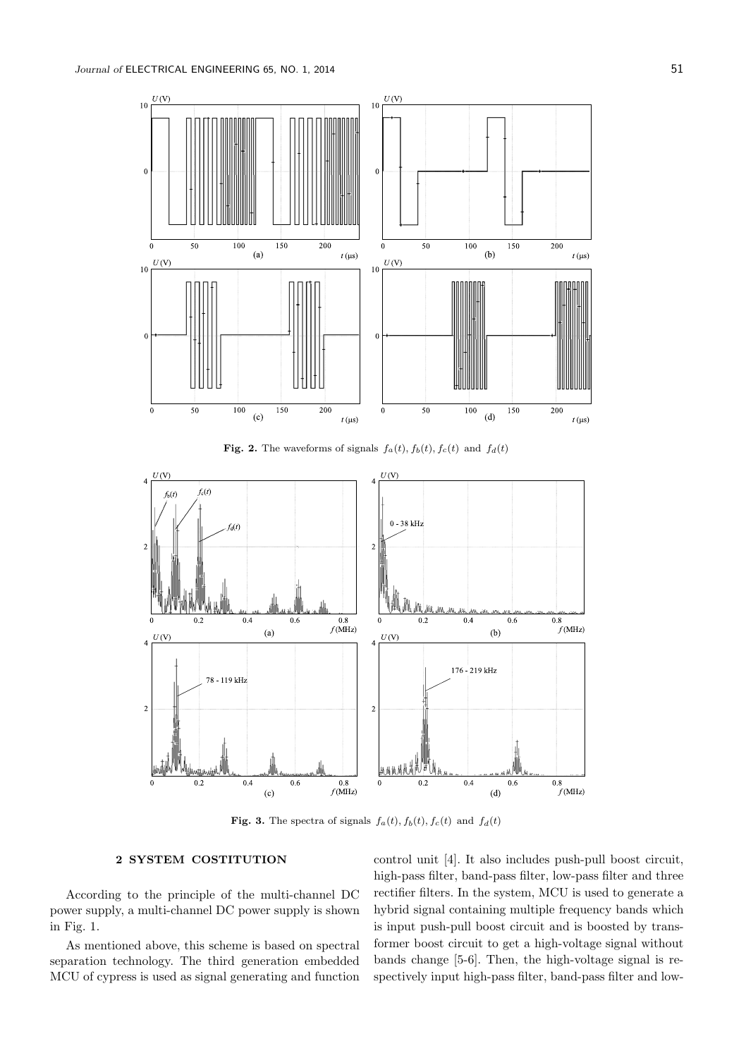Fig. 2. The waveforms of signals $f_a(t)$, $f_b(t)$, $f_c(t)$ and $f_d(t)$

Fig. 3. The spectra of signals $f_a(t)$, $f_b(t)$, $f_c(t)$ and $f_d(t)$

## 2 SYSTEM COSTITUTION

According to the principle of the multi-channel DC power supply, a multi-channel DC power supply is shown in Fig. 1.

As mentioned above, this scheme is based on spectral separation technology. The third generation embedded MCU of cypress is used as signal generating and function control unit [4]. It also includes push-pull boost circuit, high-pass filter, band-pass filter, low-pass filter and three rectifier filters. In the system, MCU is used to generate a hybrid signal containing multiple frequency bands which is input push-pull boost circuit and is boosted by transformer boost circuit to get a high-voltage signal without bands change [5-6]. Then, the high-voltage signal is respectively input high-pass filter, band-pass filter and low-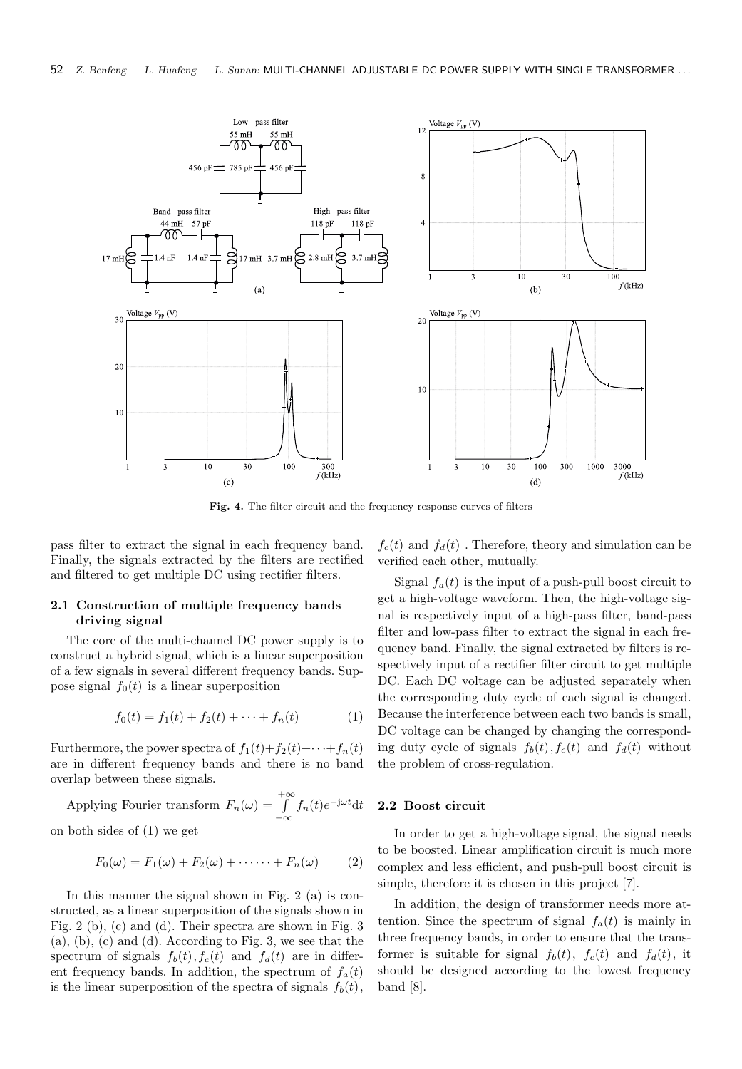Fig. 4. The filter circuit and the frequency response curves of filters

pass filter to extract the signal in each frequency band. Finally, the signals extracted by the filters are rectified and filtered to get multiple DC using rectifier filters.

### 2.1 Construction of multiple frequency bands driving signal

The core of the multi-channel DC power supply is to construct a hybrid signal, which is a linear superposition of a few signals in several different frequency bands. Suppose signal $f_0(t)$ is a linear superposition

$$f_0(t) = f_1(t) + f_2(t) + \cdots + f_n(t) \tag{1}$$

Furthermore, the power spectra of $f_1(t)+f_2(t)+\cdots+f_n(t)$ are in different frequency bands and there is no band overlap between these signals.

Applying Fourier transform $F_n(\omega) = \int\limits_{-\infty}^{+\infty} f_n(t)e^{-\mathrm{j}\omega t}\mathrm{d}t$ on both sides of (1) we get

$$F_0(\omega) = F_1(\omega) + F_2(\omega) + \cdots\cdots + F_n(\omega) \tag{2}$$

In this manner the signal shown in Fig. 2 (a) is constructed, as a linear superposition of the signals shown in Fig. 2 (b), (c) and (d). Their spectra are shown in Fig. 3 (a), (b), (c) and (d). According to Fig. 3, we see that the spectrum of signals $f_b(t), f_c(t)$ and $f_d(t)$ are in different frequency bands. In addition, the spectrum of $f_a(t)$ is the linear superposition of the spectra of signals $f_b(t)$, $f_c(t)$ and $f_d(t)$ . Therefore, theory and simulation can be verified each other, mutually.

Signal $f_a(t)$ is the input of a push-pull boost circuit to get a high-voltage waveform. Then, the high-voltage signal is respectively input of a high-pass filter, band-pass filter and low-pass filter to extract the signal in each frequency band. Finally, the signal extracted by filters is respectively input of a rectifier filter circuit to get multiple DC. Each DC voltage can be adjusted separately when the corresponding duty cycle of each signal is changed. Because the interference between each two bands is small, DC voltage can be changed by changing the corresponding duty cycle of signals $f_b(t), f_c(t)$ and $f_d(t)$ without the problem of cross-regulation.

### 2.2 Boost circuit

In order to get a high-voltage signal, the signal needs to be boosted. Linear amplification circuit is much more complex and less efficient, and push-pull boost circuit is simple, therefore it is chosen in this project [7].

In addition, the design of transformer needs more attention. Since the spectrum of signal $f_a(t)$ is mainly in three frequency bands, in order to ensure that the transformer is suitable for signal $f_b(t)$, $f_c(t)$ and $f_d(t)$, it should be designed according to the lowest frequency band [8].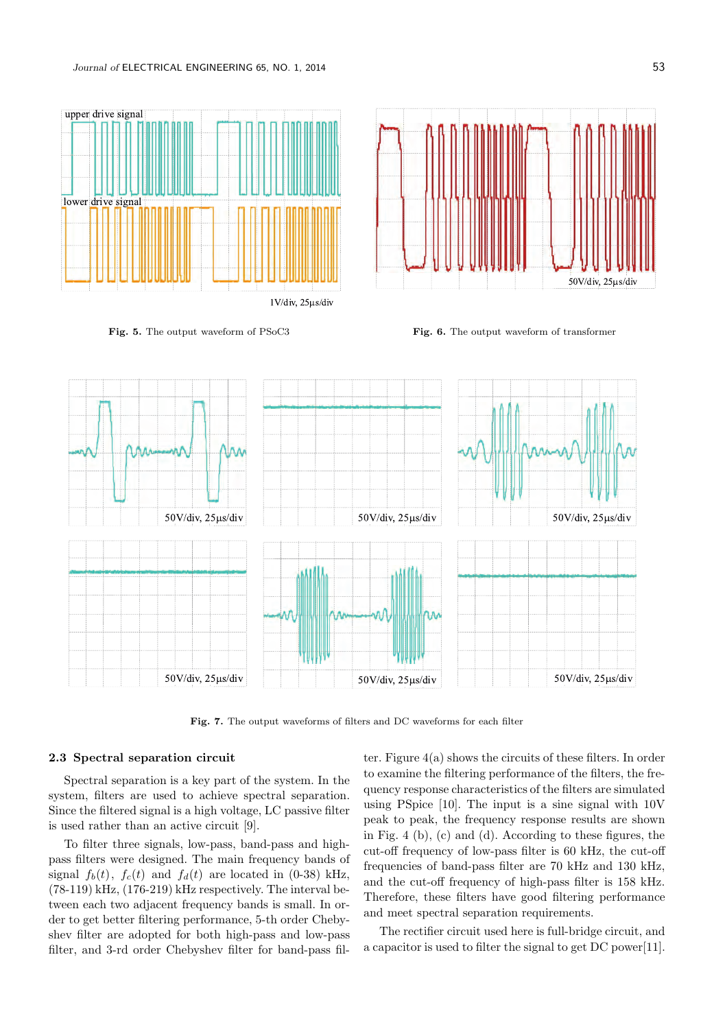Fig. 5. The output waveform of PSoC3

Fig. 6. The output waveform of transformer

Fig. 7. The output waveforms of filters and DC waveforms for each filter

### 2.3 Spectral separation circuit

Spectral separation is a key part of the system. In the system, filters are used to achieve spectral separation. Since the filtered signal is a high voltage, LC passive filter is used rather than an active circuit [9].

To filter three signals, low-pass, band-pass and high-pass filters were designed. The main frequency bands of signal $f_b(t)$, $f_c(t)$ and $f_d(t)$ are located in (0-38) kHz, (78-119) kHz, (176-219) kHz respectively. The interval between each two adjacent frequency bands is small. In order to get better filtering performance, 5-th order Chebyshev filter are adopted for both high-pass and low-pass filter, and 3-rd order Chebyshev filter for band-pass filter. Figure 4(a) shows the circuits of these filters. In order to examine the filtering performance of the filters, the frequency response characteristics of the filters are simulated using PSpice [10]. The input is a sine signal with 10V peak to peak, the frequency response results are shown in Fig. 4 (b), (c) and (d). According to these figures, the cut-off frequency of low-pass filter is 60 kHz, the cut-off frequencies of band-pass filter are 70 kHz and 130 kHz, and the cut-off frequency of high-pass filter is 158 kHz. Therefore, these filters have good filtering performance and meet spectral separation requirements.

The rectifier circuit used here is full-bridge circuit, and a capacitor is used to filter the signal to get DC power[11].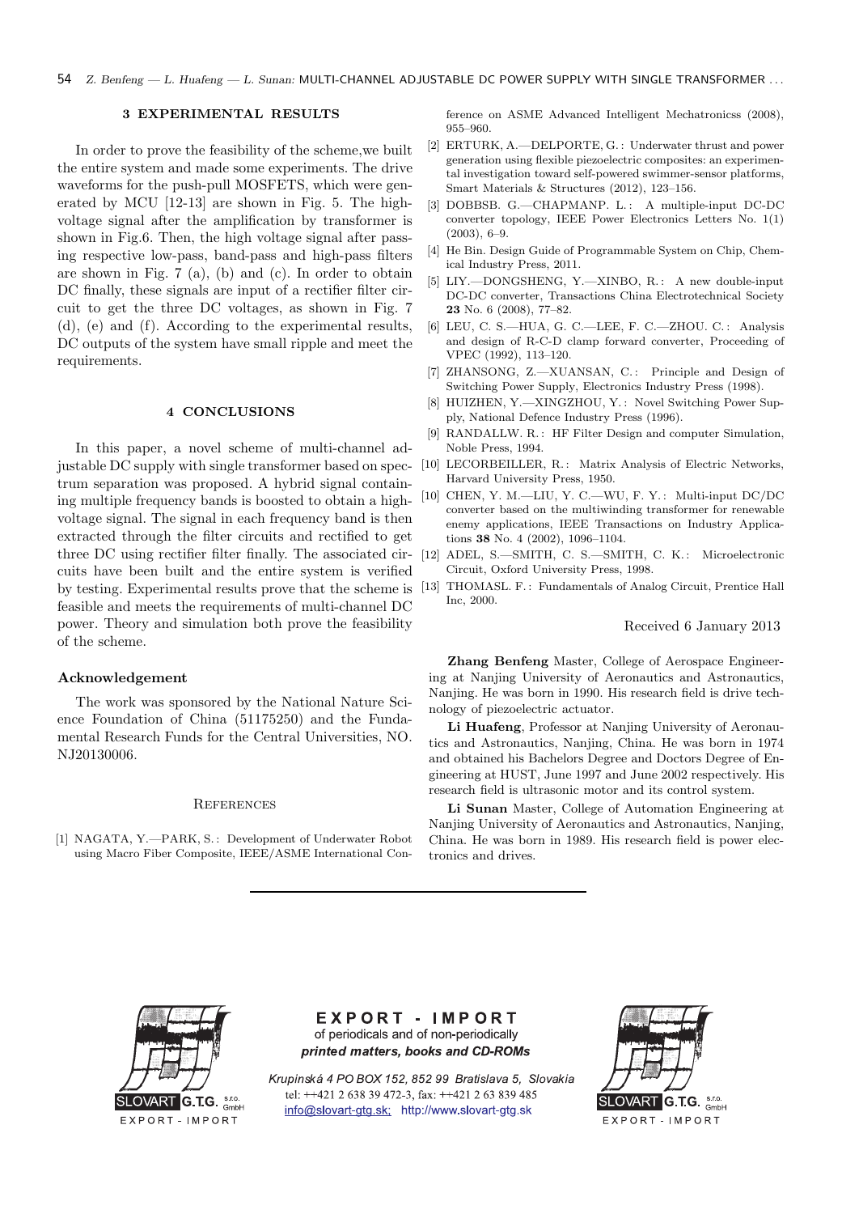## 3 EXPERIMENTAL RESULTS

In order to prove the feasibility of the scheme,we built the entire system and made some experiments. The drive waveforms for the push-pull MOSFETS, which were generated by MCU [12-13] are shown in Fig. 5. The high-voltage signal after the amplification by transformer is shown in Fig.6. Then, the high voltage signal after passing respective low-pass, band-pass and high-pass filters are shown in Fig. 7 (a), (b) and (c). In order to obtain DC finally, these signals are input of a rectifier filter circuit to get the three DC voltages, as shown in Fig. 7 (d), (e) and (f). According to the experimental results, DC outputs of the system have small ripple and meet the requirements.

## 4 CONCLUSIONS

In this paper, a novel scheme of multi-channel adjustable DC supply with single transformer based on spectrum separation was proposed. A hybrid signal containing multiple frequency bands is boosted to obtain a high-voltage signal. The signal in each frequency band is then extracted through the filter circuits and rectified to get three DC using rectifier filter finally. The associated circuits have been built and the entire system is verified by testing. Experimental results prove that the scheme is feasible and meets the requirements of multi-channel DC power. Theory and simulation both prove the feasibility of the scheme.

### Acknowledgement

The work was sponsored by the National Nature Science Foundation of China (51175250) and the Fundamental Research Funds for the Central Universities, NO. NJ20130006.

### References

[1] NAGATA, Y.—PARK, S.: Development of Underwater Robot using Macro Fiber Composite, IEEE/ASME International Conference on ASME Advanced Intelligent Mechatronicss (2008), 955–960.

[2] ERTURK, A.—DELPORTE, G.: Underwater thrust and power generation using flexible piezoelectric composites: an experimental investigation toward self-powered swimmer-sensor platforms, Smart Materials & Structures (2012), 123–156.

[3] DOBBSB. G.—CHAPMANP. L.: A multiple-input DC-DC converter topology, IEEE Power Electronics Letters No. 1(1) (2003), 6–9.

[4] He Bin. Design Guide of Programmable System on Chip, Chemical Industry Press, 2011.

[5] LIY.—DONGSHENG, Y.—XINBO, R.: A new double-input DC-DC converter, Transactions China Electrotechnical Society **23** No. 6 (2008), 77–82.

[6] LEU, C. S.—HUA, G. C.—LEE, F. C.—ZHOU. C.: Analysis and design of R-C-D clamp forward converter, Proceeding of VPEC (1992), 113–120.

[7] ZHANSONG, Z.—XUANSAN, C.: Principle and Design of Switching Power Supply, Electronics Industry Press (1998).

[8] HUIZHEN, Y.—XINGZHOU, Y.: Novel Switching Power Supply, National Defence Industry Press (1996).

[9] RANDALLW. R.: HF Filter Design and computer Simulation, Noble Press, 1994.

[10] LECORBEILLER, R.: Matrix Analysis of Electric Networks, Harvard University Press, 1950.

[10] CHEN, Y. M.—LIU, Y. C.—WU, F. Y.: Multi-input DC/DC converter based on the multiwinding transformer for renewable enemy applications, IEEE Transactions on Industry Applications **38** No. 4 (2002), 1096–1104.

[12] ADEL, S.—SMITH, C. S.—SMITH, C. K.: Microelectronic Circuit, Oxford University Press, 1998.

[13] THOMASL. F.: Fundamentals of Analog Circuit, Prentice Hall Inc, 2000.

Received 6 January 2013

**Zhang Benfeng** Master, College of Aerospace Engineering at Nanjing University of Aeronautics and Astronautics, Nanjing. He was born in 1990. His research field is drive technology of piezoelectric actuator.

**Li Huafeng**, Professor at Nanjing University of Aeronautics and Astronautics, Nanjing, China. He was born in 1974 and obtained his Bachelors Degree and Doctors Degree of Engineering at HUST, June 1997 and June 2002 respectively. His research field is ultrasonic motor and its control system.

**Li Sunan** Master, College of Automation Engineering at Nanjing University of Aeronautics and Astronautics, Nanjing, China. He was born in 1989. His research field is power electronics and drives.

---

SLOVART G.T.G. s.r.o. GmbH
EXPORT - IMPORT

**EXPORT - IMPORT**
of periodicals and of non-periodically
***printed matters, books and CD-ROMs***

*Krupinská 4 PO BOX 152, 852 99 Bratislava 5, Slovakia*
tel: ++421 2 638 39 472-3, fax: ++421 2 63 839 485
info@slovart-gtg.sk; http://www.slovart-gtg.sk

SLOVART G.T.G. s.r.o. GmbH
EXPORT - IMPORT